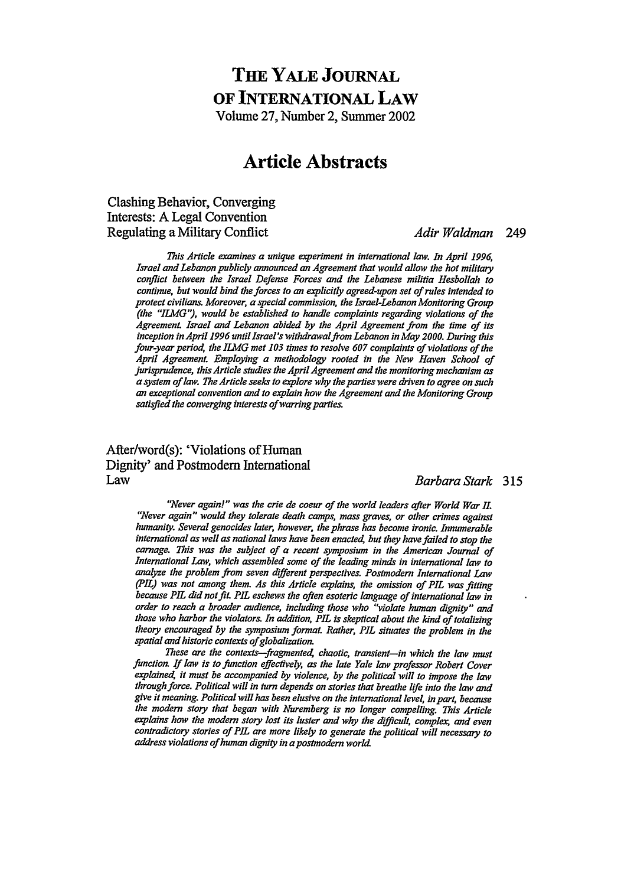# THE YALE JOURNAL OF INTERNATIONAL LAW

Volume 27, Number 2, Summer 2002

## Article Abstracts

### Clashing Behavior, Converging Interests: A Legal Convention Regulating a Military Conflict

*Adir Waldman* 249

*This Article examines a unique experiment in international law. In April 1996, Israel and Lebanon publicly announced an Agreement that would allow the hot military conflict between the Israel Defense Forces and the Lebanese militia Hesbollah to continue, but would bind the forces to an explicitly agreed-upon set of rules intended to protect civilians. Moreover, a special commission, the Israel-Lebanon Monitoring Group (the "ILMG"), would be established to handle complaints regarding violations of the Agreement. Israel and Lebanon abided by the April Agreement from the time of its inception in April 1996 until Israel's withdrawal from Lebanon in May 2000. During this four-year period, the ILMG met 103 times to resolve 607 complaints of violations of the April Agreement. Employing a methodology rooted in the New Haven School of jurisprudence, this Article studies the April Agreement and the monitoring mechanism as a system of law. The Article seeks to explore why the parties were driven to agree on such an exceptional convention and to explain how the Agreement and the Monitoring Group satisfied the converging interests of warring parties.*

### After/word(s): 'Violations of Human Dignity' and Postmodern International Law

*Barbara Stark* 315

*"Never again!" was the crie de coeur of the world leaders after World War II. "Never again" would they tolerate death camps, mass graves, or other crimes against humanity. Several genocides later, however, the phrase has become ironic. Innumerable international as well as national laws have been enacted, but they have failed to stop the carnage. This was the subject of a recent symposium in the American Journal of International Law, which assembled some of the leading minds in international law to analyze the problem from seven different perspectives. Postmodern International Law (PIL) was not among them. As this Article explains, the omission of PIL was fitting because PIL did not fit. PIL eschews the often esoteric language of international law in order to reach a broader audience, including those who "violate human dignity" and those who harbor the violators. In addition, PIL is skeptical about the kind of totalizing theory encouraged by the symposium format. Rather, PIL situates the problem in the spatial and historic contexts of globalization.*

*These are the contexts—fragmented, chaotic, transient—in which the law must function. If law is to function effectively, as the late Yale law professor Robert Cover explained, it must be accompanied by violence, by the political will to impose the law through force. Political will in turn depends on stories that breathe life into the law and give it meaning. Political will has been elusive on the international level, in part, because the modern story that began with Nuremberg is no longer compelling. This Article explains how the modern story lost its luster and why the difficult, complex, and even contradictory stories of PIL are more likely to generate the political will necessary to address violations of human dignity in a postmodern world.*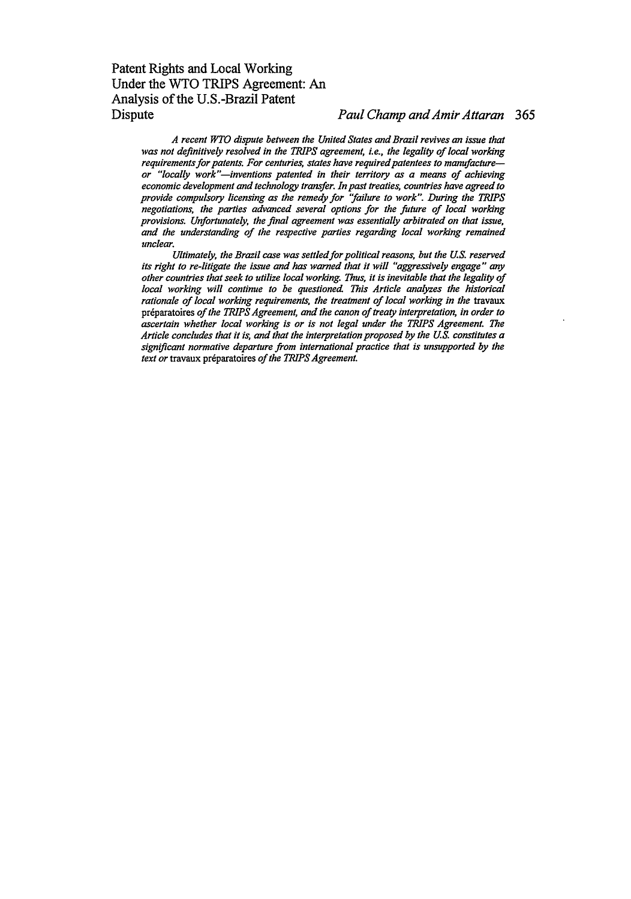Patent Rights and Local Working Under the WTO TRIPS Agreement: An Analysis of the U.S.-Brazil Patent Dispute

*Paul Champ and Amir Attaran* 365

*A recent WTO dispute between the United States and Brazil revives an issue that was not definitively resolved in the TRIPS agreement, i.e., the legality of local working requirements for patents. For centuries, states have required patentees to manufacture—or "locally work"—inventions patented in their territory as a means of achieving economic development and technology transfer. In past treaties, countries have agreed to provide compulsory licensing as the remedy for "failure to work". During the TRIPS negotiations, the parties advanced several options for the future of local working provisions. Unfortunately, the final agreement was essentially arbitrated on that issue, and the understanding of the respective parties regarding local working remained unclear.*

*Ultimately, the Brazil case was settled for political reasons, but the U.S. reserved its right to re-litigate the issue and has warned that it will "aggressively engage" any other countries that seek to utilize local working. Thus, it is inevitable that the legality of local working will continue to be questioned. This Article analyzes the historical rationale of local working requirements, the treatment of local working in the* travaux préparatoires *of the TRIPS Agreement, and the canon of treaty interpretation, in order to ascertain whether local working is or is not legal under the TRIPS Agreement. The Article concludes that it is, and that the interpretation proposed by the U.S. constitutes a significant normative departure from international practice that is unsupported by the text or* travaux préparatoires *of the TRIPS Agreement.*